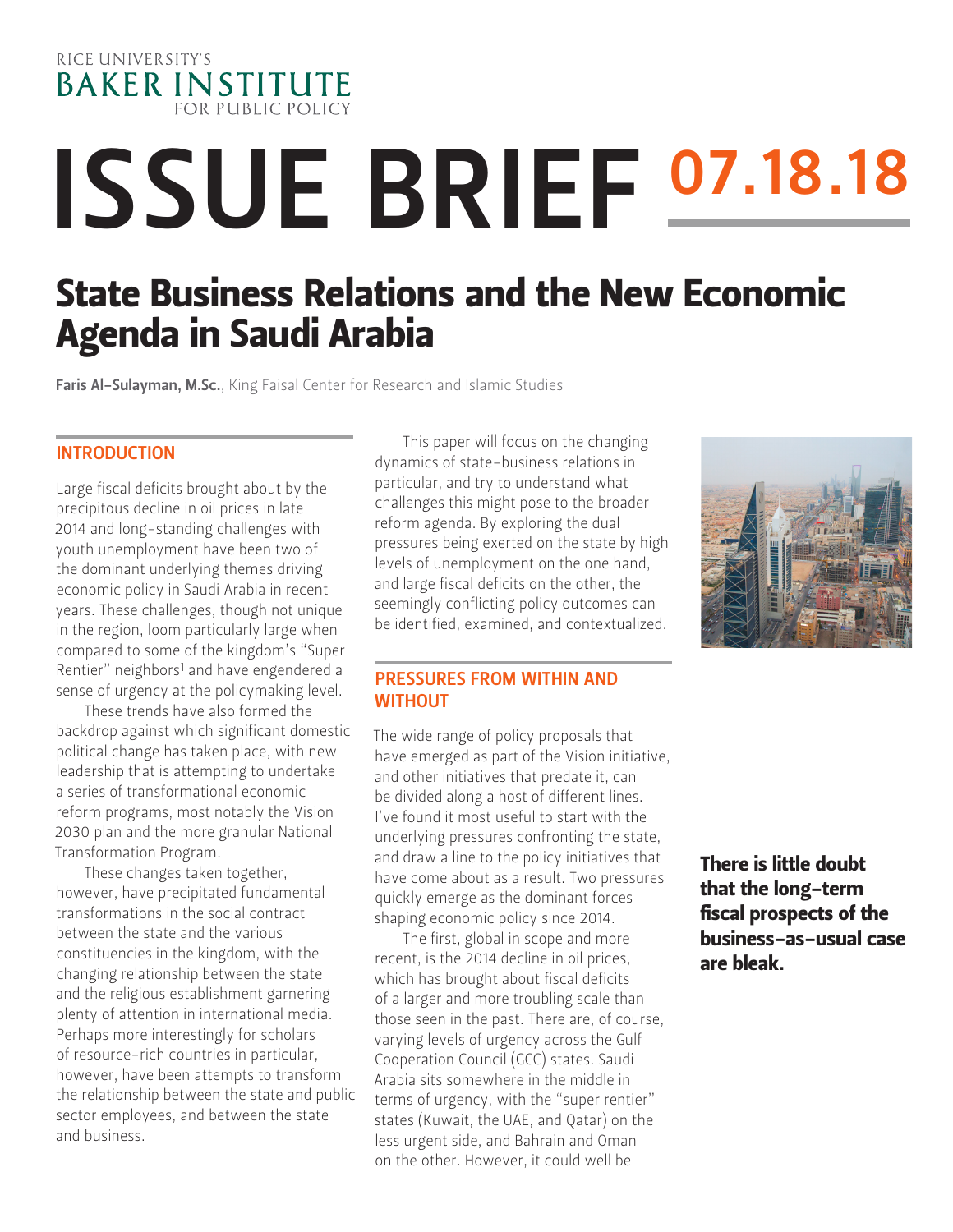RICE UNIVERSITY'S
BAKER INSTITUTE
FOR PUBLIC POLICY

# ISSUE BRIEF 07.18.18

# State Business Relations and the New Economic Agenda in Saudi Arabia

**Faris Al-Sulayman, M.Sc.**, King Faisal Center for Research and Islamic Studies

## INTRODUCTION

Large fiscal deficits brought about by the precipitous decline in oil prices in late 2014 and long-standing challenges with youth unemployment have been two of the dominant underlying themes driving economic policy in Saudi Arabia in recent years. These challenges, though not unique in the region, loom particularly large when compared to some of the kingdom's "Super Rentier" neighbors[1] and have engendered a sense of urgency at the policymaking level.

These trends have also formed the backdrop against which significant domestic political change has taken place, with new leadership that is attempting to undertake a series of transformational economic reform programs, most notably the Vision 2030 plan and the more granular National Transformation Program.

These changes taken together, however, have precipitated fundamental transformations in the social contract between the state and the various constituencies in the kingdom, with the changing relationship between the state and the religious establishment garnering plenty of attention in international media. Perhaps more interestingly for scholars of resource-rich countries in particular, however, have been attempts to transform the relationship between the state and public sector employees, and between the state and business.

This paper will focus on the changing dynamics of state-business relations in particular, and try to understand what challenges this might pose to the broader reform agenda. By exploring the dual pressures being exerted on the state by high levels of unemployment on the one hand, and large fiscal deficits on the other, the seemingly conflicting policy outcomes can be identified, examined, and contextualized.

## PRESSURES FROM WITHIN AND WITHOUT

The wide range of policy proposals that have emerged as part of the Vision initiative, and other initiatives that predate it, can be divided along a host of different lines. I've found it most useful to start with the underlying pressures confronting the state, and draw a line to the policy initiatives that have come about as a result. Two pressures quickly emerge as the dominant forces shaping economic policy since 2014.

The first, global in scope and more recent, is the 2014 decline in oil prices, which has brought about fiscal deficits of a larger and more troubling scale than those seen in the past. There are, of course, varying levels of urgency across the Gulf Cooperation Council (GCC) states. Saudi Arabia sits somewhere in the middle in terms of urgency, with the "super rentier" states (Kuwait, the UAE, and Qatar) on the less urgent side, and Bahrain and Oman on the other. However, it could well be

**There is little doubt that the long-term fiscal prospects of the business-as-usual case are bleak.**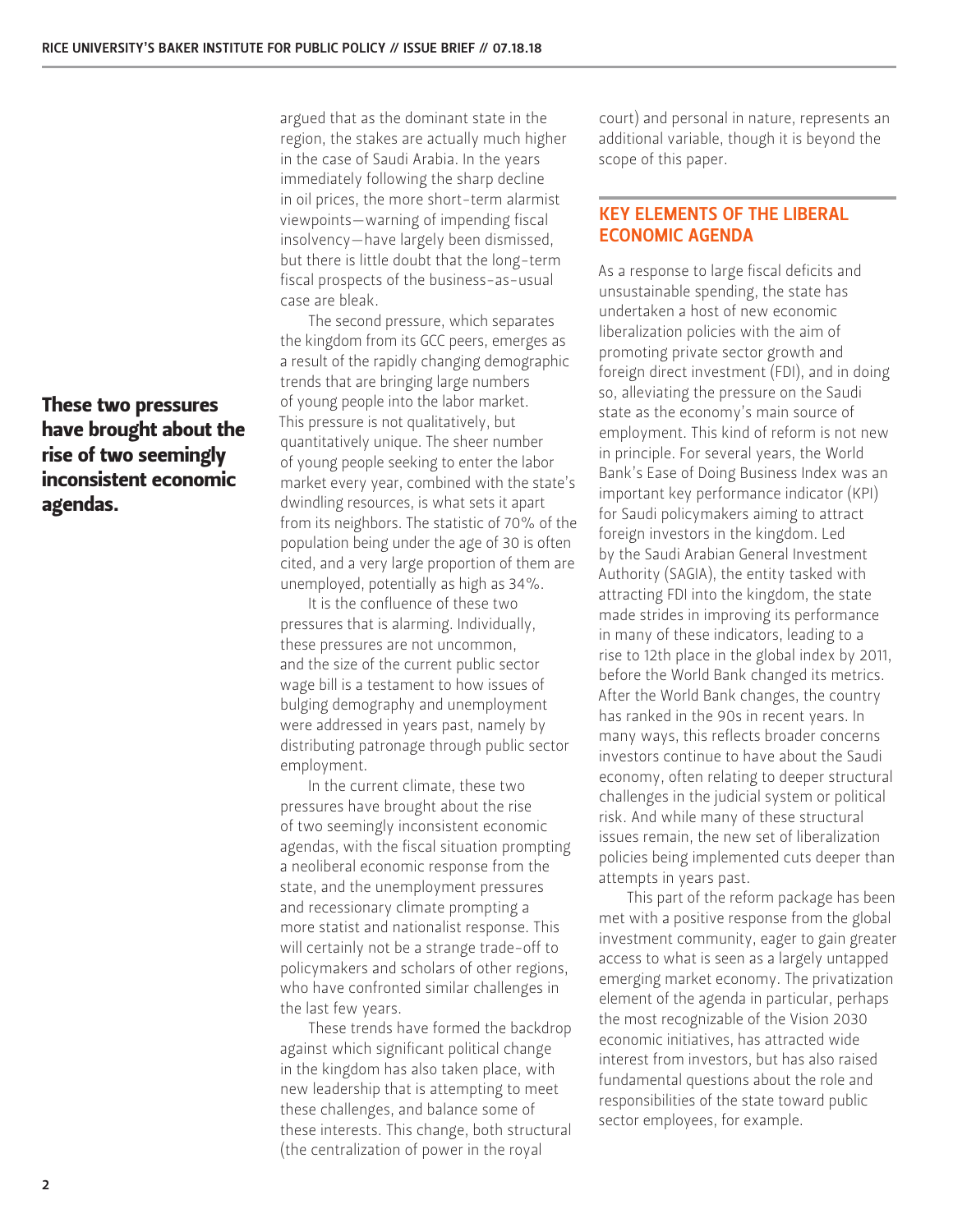argued that as the dominant state in the region, the stakes are actually much higher in the case of Saudi Arabia. In the years immediately following the sharp decline in oil prices, the more short-term alarmist viewpoints—warning of impending fiscal insolvency—have largely been dismissed, but there is little doubt that the long-term fiscal prospects of the business-as-usual case are bleak.

The second pressure, which separates the kingdom from its GCC peers, emerges as a result of the rapidly changing demographic trends that are bringing large numbers of young people into the labor market. This pressure is not qualitatively, but quantitatively unique. The sheer number of young people seeking to enter the labor market every year, combined with the state's dwindling resources, is what sets it apart from its neighbors. The statistic of 70% of the population being under the age of 30 is often cited, and a very large proportion of them are unemployed, potentially as high as 34%.

It is the confluence of these two pressures that is alarming. Individually, these pressures are not uncommon, and the size of the current public sector wage bill is a testament to how issues of bulging demography and unemployment were addressed in years past, namely by distributing patronage through public sector employment.

**These two pressures have brought about the rise of two seemingly inconsistent economic agendas.**

In the current climate, these two pressures have brought about the rise of two seemingly inconsistent economic agendas, with the fiscal situation prompting a neoliberal economic response from the state, and the unemployment pressures and recessionary climate prompting a more statist and nationalist response. This will certainly not be a strange trade-off to policymakers and scholars of other regions, who have confronted similar challenges in the last few years.

These trends have formed the backdrop against which significant political change in the kingdom has also taken place, with new leadership that is attempting to meet these challenges, and balance some of these interests. This change, both structural (the centralization of power in the royal court) and personal in nature, represents an additional variable, though it is beyond the scope of this paper.

## KEY ELEMENTS OF THE LIBERAL ECONOMIC AGENDA

As a response to large fiscal deficits and unsustainable spending, the state has undertaken a host of new economic liberalization policies with the aim of promoting private sector growth and foreign direct investment (FDI), and in doing so, alleviating the pressure on the Saudi state as the economy's main source of employment. This kind of reform is not new in principle. For several years, the World Bank's Ease of Doing Business Index was an important key performance indicator (KPI) for Saudi policymakers aiming to attract foreign investors in the kingdom. Led by the Saudi Arabian General Investment Authority (SAGIA), the entity tasked with attracting FDI into the kingdom, the state made strides in improving its performance in many of these indicators, leading to a rise to 12th place in the global index by 2011, before the World Bank changed its metrics. After the World Bank changes, the country has ranked in the 90s in recent years. In many ways, this reflects broader concerns investors continue to have about the Saudi economy, often relating to deeper structural challenges in the judicial system or political risk. And while many of these structural issues remain, the new set of liberalization policies being implemented cuts deeper than attempts in years past.

This part of the reform package has been met with a positive response from the global investment community, eager to gain greater access to what is seen as a largely untapped emerging market economy. The privatization element of the agenda in particular, perhaps the most recognizable of the Vision 2030 economic initiatives, has attracted wide interest from investors, but has also raised fundamental questions about the role and responsibilities of the state toward public sector employees, for example.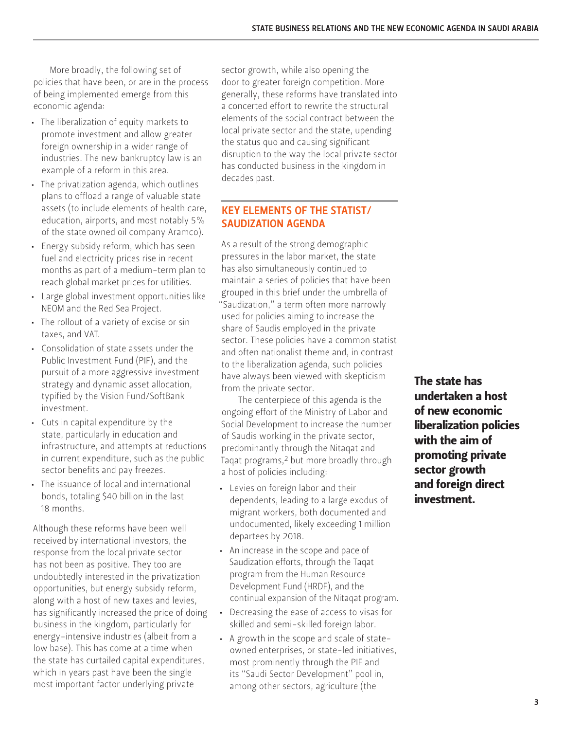More broadly, the following set of policies that have been, or are in the process of being implemented emerge from this economic agenda:

- The liberalization of equity markets to promote investment and allow greater foreign ownership in a wider range of industries. The new bankruptcy law is an example of a reform in this area.
- The privatization agenda, which outlines plans to offload a range of valuable state assets (to include elements of health care, education, airports, and most notably 5% of the state owned oil company Aramco).
- Energy subsidy reform, which has seen fuel and electricity prices rise in recent months as part of a medium-term plan to reach global market prices for utilities.
- Large global investment opportunities like NEOM and the Red Sea Project.
- The rollout of a variety of excise or sin taxes, and VAT.
- Consolidation of state assets under the Public Investment Fund (PIF), and the pursuit of a more aggressive investment strategy and dynamic asset allocation, typified by the Vision Fund/SoftBank investment.
- Cuts in capital expenditure by the state, particularly in education and infrastructure, and attempts at reductions in current expenditure, such as the public sector benefits and pay freezes.
- The issuance of local and international bonds, totaling $40 billion in the last 18 months.

Although these reforms have been well received by international investors, the response from the local private sector has not been as positive. They too are undoubtedly interested in the privatization opportunities, but energy subsidy reform, along with a host of new taxes and levies, has significantly increased the price of doing business in the kingdom, particularly for energy-intensive industries (albeit from a low base). This has come at a time when the state has curtailed capital expenditures, which in years past have been the single most important factor underlying private sector growth, while also opening the door to greater foreign competition. More generally, these reforms have translated into a concerted effort to rewrite the structural elements of the social contract between the local private sector and the state, upending the status quo and causing significant disruption to the way the local private sector has conducted business in the kingdom in decades past.

## KEY ELEMENTS OF THE STATIST/ SAUDIZATION AGENDA

As a result of the strong demographic pressures in the labor market, the state has also simultaneously continued to maintain a series of policies that have been grouped in this brief under the umbrella of "Saudization," a term often more narrowly used for policies aiming to increase the share of Saudis employed in the private sector. These policies have a common statist and often nationalist theme and, in contrast to the liberalization agenda, such policies have always been viewed with skepticism from the private sector.

The centerpiece of this agenda is the ongoing effort of the Ministry of Labor and Social Development to increase the number of Saudis working in the private sector, predominantly through the Nitaqat and Taqat programs,[2] but more broadly through a host of policies including:

- Levies on foreign labor and their dependents, leading to a large exodus of migrant workers, both documented and undocumented, likely exceeding 1 million departees by 2018.
- An increase in the scope and pace of Saudization efforts, through the Taqat program from the Human Resource Development Fund (HRDF), and the continual expansion of the Nitaqat program.
- Decreasing the ease of access to visas for skilled and semi-skilled foreign labor.
- A growth in the scope and scale of state-owned enterprises, or state-led initiatives, most prominently through the PIF and its "Saudi Sector Development" pool in, among other sectors, agriculture (the

**The state has undertaken a host of new economic liberalization policies with the aim of promoting private sector growth and foreign direct investment.**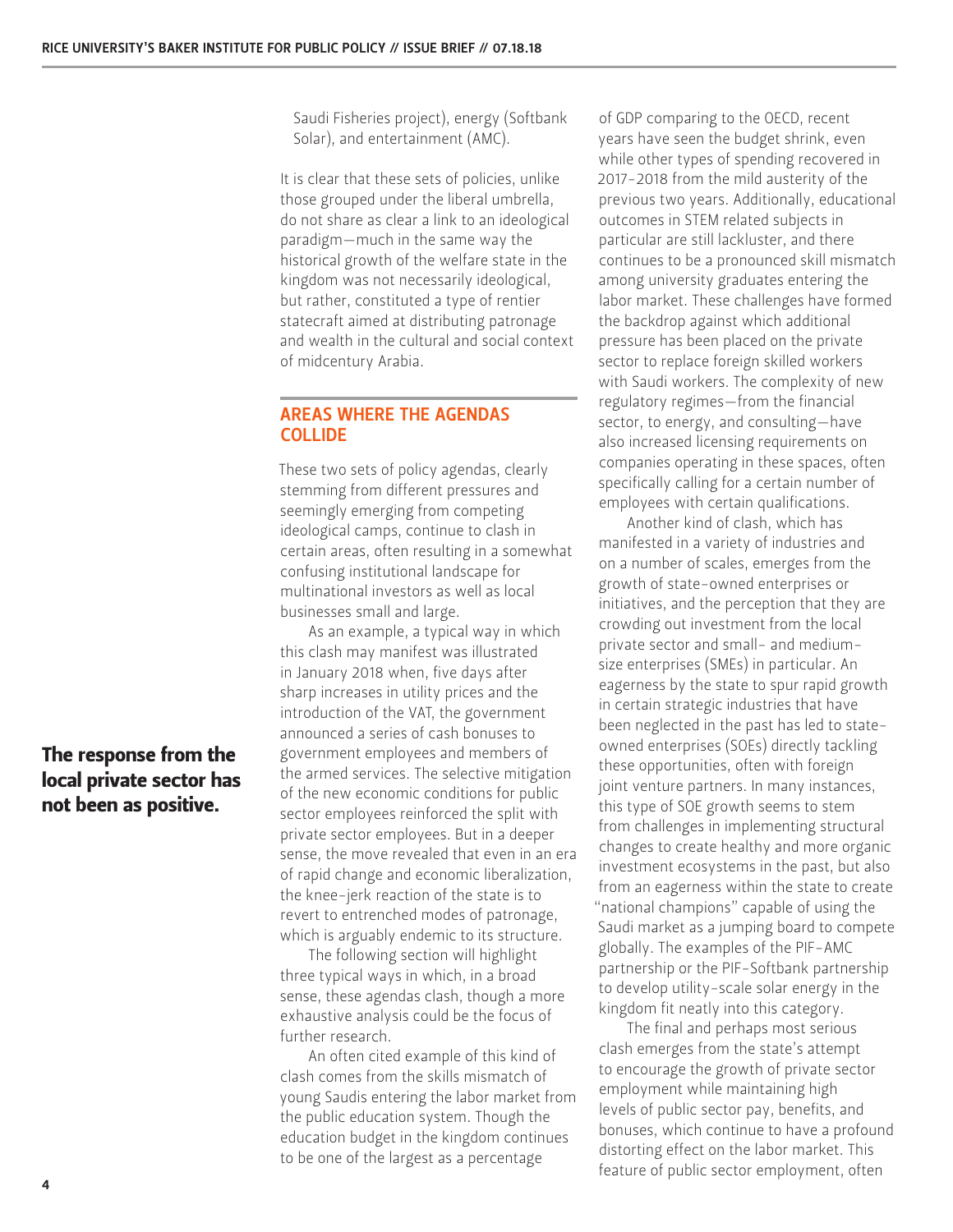Saudi Fisheries project), energy (Softbank Solar), and entertainment (AMC).

It is clear that these sets of policies, unlike those grouped under the liberal umbrella, do not share as clear a link to an ideological paradigm—much in the same way the historical growth of the welfare state in the kingdom was not necessarily ideological, but rather, constituted a type of rentier statecraft aimed at distributing patronage and wealth in the cultural and social context of midcentury Arabia.

## AREAS WHERE THE AGENDAS COLLIDE

These two sets of policy agendas, clearly stemming from different pressures and seemingly emerging from competing ideological camps, continue to clash in certain areas, often resulting in a somewhat confusing institutional landscape for multinational investors as well as local businesses small and large.

As an example, a typical way in which this clash may manifest was illustrated in January 2018 when, five days after sharp increases in utility prices and the introduction of the VAT, the government announced a series of cash bonuses to government employees and members of the armed services. The selective mitigation of the new economic conditions for public sector employees reinforced the split with private sector employees. But in a deeper sense, the move revealed that even in an era of rapid change and economic liberalization, the knee-jerk reaction of the state is to revert to entrenched modes of patronage, which is arguably endemic to its structure.

**The response from the local private sector has not been as positive.**

The following section will highlight three typical ways in which, in a broad sense, these agendas clash, though a more exhaustive analysis could be the focus of further research.

An often cited example of this kind of clash comes from the skills mismatch of young Saudis entering the labor market from the public education system. Though the education budget in the kingdom continues to be one of the largest as a percentage of GDP comparing to the OECD, recent years have seen the budget shrink, even while other types of spending recovered in 2017-2018 from the mild austerity of the previous two years. Additionally, educational outcomes in STEM related subjects in particular are still lackluster, and there continues to be a pronounced skill mismatch among university graduates entering the labor market. These challenges have formed the backdrop against which additional pressure has been placed on the private sector to replace foreign skilled workers with Saudi workers. The complexity of new regulatory regimes—from the financial sector, to energy, and consulting—have also increased licensing requirements on companies operating in these spaces, often specifically calling for a certain number of employees with certain qualifications.

Another kind of clash, which has manifested in a variety of industries and on a number of scales, emerges from the growth of state-owned enterprises or initiatives, and the perception that they are crowding out investment from the local private sector and small- and medium-size enterprises (SMEs) in particular. An eagerness by the state to spur rapid growth in certain strategic industries that have been neglected in the past has led to state-owned enterprises (SOEs) directly tackling these opportunities, often with foreign joint venture partners. In many instances, this type of SOE growth seems to stem from challenges in implementing structural changes to create healthy and more organic investment ecosystems in the past, but also from an eagerness within the state to create "national champions" capable of using the Saudi market as a jumping board to compete globally. The examples of the PIF-AMC partnership or the PIF-Softbank partnership to develop utility-scale solar energy in the kingdom fit neatly into this category.

The final and perhaps most serious clash emerges from the state's attempt to encourage the growth of private sector employment while maintaining high levels of public sector pay, benefits, and bonuses, which continue to have a profound distorting effect on the labor market. This feature of public sector employment, often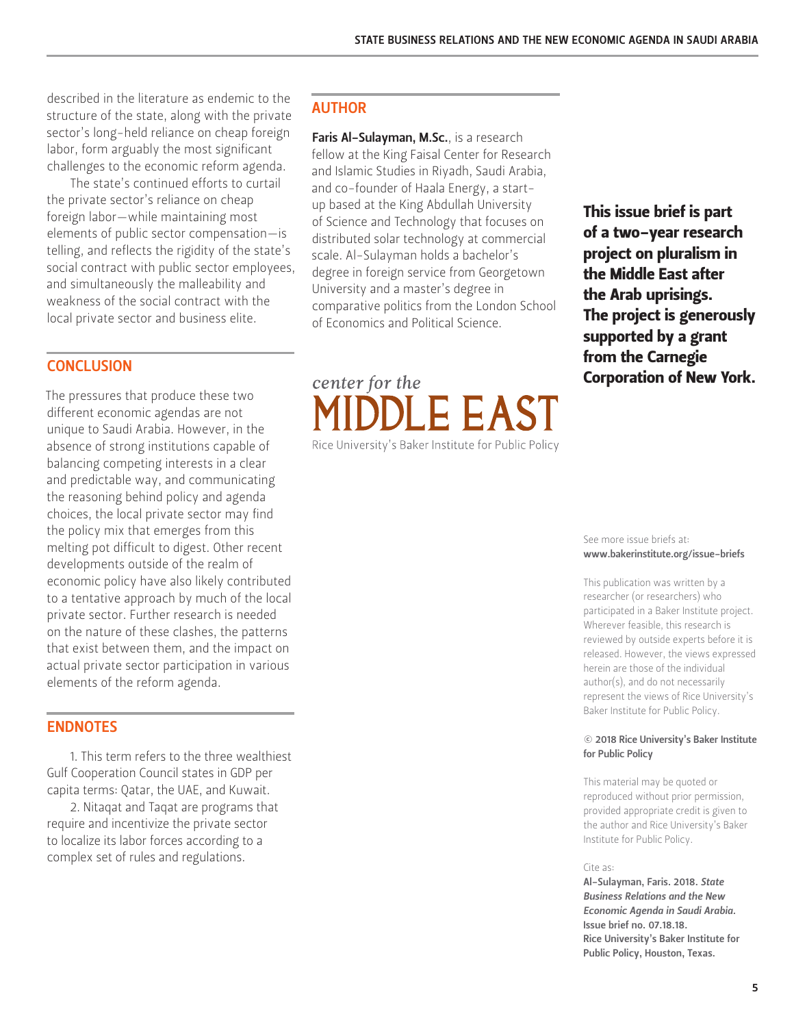described in the literature as endemic to the structure of the state, along with the private sector's long-held reliance on cheap foreign labor, form arguably the most significant challenges to the economic reform agenda.

The state's continued efforts to curtail the private sector's reliance on cheap foreign labor—while maintaining most elements of public sector compensation—is telling, and reflects the rigidity of the state's social contract with public sector employees, and simultaneously the malleability and weakness of the social contract with the local private sector and business elite.

## CONCLUSION

The pressures that produce these two different economic agendas are not unique to Saudi Arabia. However, in the absence of strong institutions capable of balancing competing interests in a clear and predictable way, and communicating the reasoning behind policy and agenda choices, the local private sector may find the policy mix that emerges from this melting pot difficult to digest. Other recent developments outside of the realm of economic policy have also likely contributed to a tentative approach by much of the local private sector. Further research is needed on the nature of these clashes, the patterns that exist between them, and the impact on actual private sector participation in various elements of the reform agenda.

## ENDNOTES

1. This term refers to the three wealthiest Gulf Cooperation Council states in GDP per capita terms: Qatar, the UAE, and Kuwait.

2. Nitaqat and Taqat are programs that require and incentivize the private sector to localize its labor forces according to a complex set of rules and regulations.

## AUTHOR

**Faris Al-Sulayman, M.Sc.**, is a research fellow at the King Faisal Center for Research and Islamic Studies in Riyadh, Saudi Arabia, and co-founder of Haala Energy, a start-up based at the King Abdullah University of Science and Technology that focuses on distributed solar technology at commercial scale. Al-Sulayman holds a bachelor's degree in foreign service from Georgetown University and a master's degree in comparative politics from the London School of Economics and Political Science.

*center for the*
MIDDLE EAST
Rice University's Baker Institute for Public Policy

**This issue brief is part of a two-year research project on pluralism in the Middle East after the Arab uprisings. The project is generously supported by a grant from the Carnegie Corporation of New York.**

See more issue briefs at:
**www.bakerinstitute.org/issue-briefs**

This publication was written by a researcher (or researchers) who participated in a Baker Institute project. Wherever feasible, this research is reviewed by outside experts before it is released. However, the views expressed herein are those of the individual author(s), and do not necessarily represent the views of Rice University's Baker Institute for Public Policy.

**© 2018 Rice University's Baker Institute for Public Policy**

This material may be quoted or reproduced without prior permission, provided appropriate credit is given to the author and Rice University's Baker Institute for Public Policy.

Cite as:
**Al-Sulayman, Faris. 2018. *State Business Relations and the New Economic Agenda in Saudi Arabia*. Issue brief no. 07.18.18. Rice University's Baker Institute for Public Policy, Houston, Texas.**